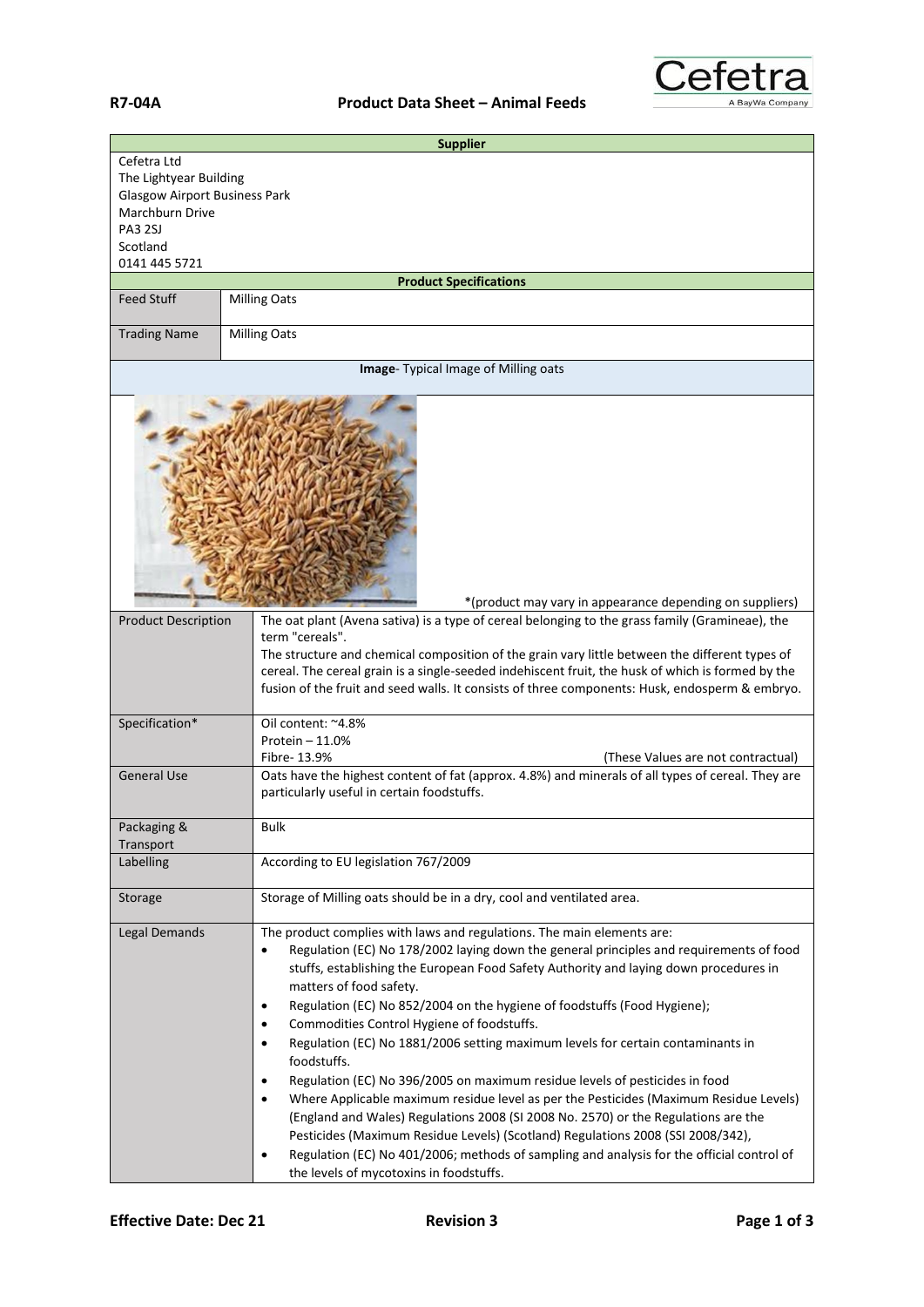**R7-04A** **Product Data Sheet – Animal Feeds**

| **Supplier** | |
|---|---|
| Cefetra Ltd<br>The Lightyear Building<br>Glasgow Airport Business Park<br>Marchburn Drive<br>PA3 2SJ<br>Scotland<br>0141 445 5721 | |

| **Product Specifications** | |
|---|---|
| Feed Stuff | Milling Oats |
| Trading Name | Milling Oats |

**Image**- Typical Image of Milling oats

*(product may vary in appearance depending on suppliers)

| | |
|---|---|
| Product Description | The oat plant (Avena sativa) is a type of cereal belonging to the grass family (Gramineae), the term "cereals".<br>The structure and chemical composition of the grain vary little between the different types of cereal. The cereal grain is a single-seeded indehiscent fruit, the husk of which is formed by the fusion of the fruit and seed walls. It consists of three components: Husk, endosperm & embryo. |
| Specification* | Oil content: ~4.8%<br>Protein – 11.0%<br>Fibre- 13.9% (These Values are not contractual) |
| General Use | Oats have the highest content of fat (approx. 4.8%) and minerals of all types of cereal. They are particularly useful in certain foodstuffs. |
| Packaging & Transport | Bulk |
| Labelling | According to EU legislation 767/2009 |
| Storage | Storage of Milling oats should be in a dry, cool and ventilated area. |
| Legal Demands | The product complies with laws and regulations. The main elements are:<br>• Regulation (EC) No 178/2002 laying down the general principles and requirements of food stuffs, establishing the European Food Safety Authority and laying down procedures in matters of food safety.<br>• Regulation (EC) No 852/2004 on the hygiene of foodstuffs (Food Hygiene);<br>• Commodities Control Hygiene of foodstuffs.<br>• Regulation (EC) No 1881/2006 setting maximum levels for certain contaminants in foodstuffs.<br>• Regulation (EC) No 396/2005 on maximum residue levels of pesticides in food<br>• Where Applicable maximum residue level as per the Pesticides (Maximum Residue Levels) (England and Wales) Regulations 2008 (SI 2008 No. 2570) or the Regulations are the Pesticides (Maximum Residue Levels) (Scotland) Regulations 2008 (SSI 2008/342),<br>• Regulation (EC) No 401/2006; methods of sampling and analysis for the official control of the levels of mycotoxins in foodstuffs. |

**Effective Date: Dec 21** **Revision 3**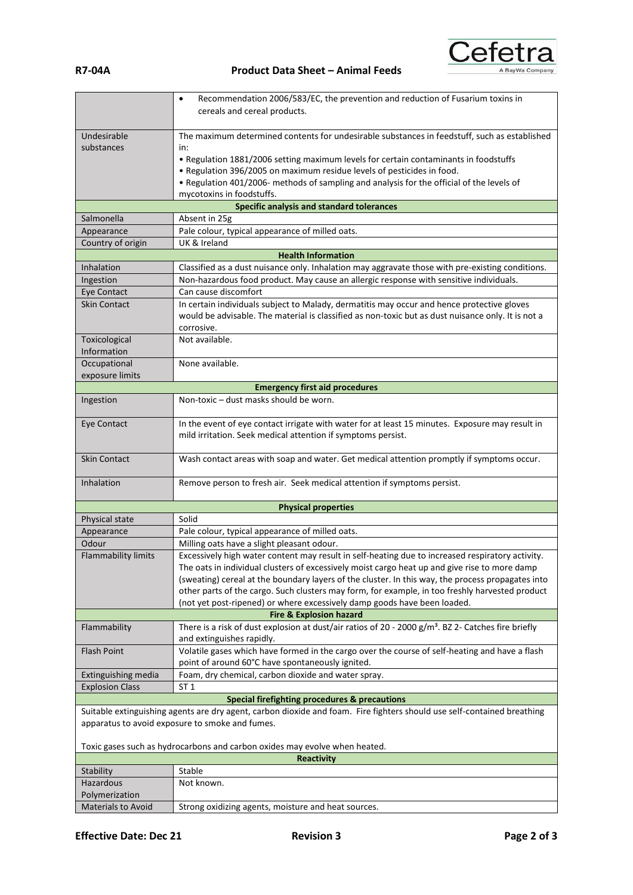| | |
|---|---|
| | • Recommendation 2006/583/EC, the prevention and reduction of Fusarium toxins in cereals and cereal products. |
| Undesirable substances | The maximum determined contents for undesirable substances in feedstuff, such as established in:<br>• Regulation 1881/2006 setting maximum levels for certain contaminants in foodstuffs<br>• Regulation 396/2005 on maximum residue levels of pesticides in food.<br>• Regulation 401/2006- methods of sampling and analysis for the official of the levels of mycotoxins in foodstuffs. |
| **Specific analysis and standard tolerances** | |
| Salmonella | Absent in 25g |
| Appearance | Pale colour, typical appearance of milled oats. |
| Country of origin | UK & Ireland |
| **Health Information** | |
| Inhalation | Classified as a dust nuisance only. Inhalation may aggravate those with pre-existing conditions. |
| Ingestion | Non-hazardous food product. May cause an allergic response with sensitive individuals. |
| Eye Contact | Can cause discomfort |
| Skin Contact | In certain individuals subject to Malady, dermatitis may occur and hence protective gloves would be advisable. The material is classified as non-toxic but as dust nuisance only. It is not a corrosive. |
| Toxicological Information | Not available. |
| Occupational exposure limits | None available. |
| **Emergency first aid procedures** | |
| Ingestion | Non-toxic – dust masks should be worn. |
| Eye Contact | In the event of eye contact irrigate with water for at least 15 minutes. Exposure may result in mild irritation. Seek medical attention if symptoms persist. |
| Skin Contact | Wash contact areas with soap and water. Get medical attention promptly if symptoms occur. |
| Inhalation | Remove person to fresh air. Seek medical attention if symptoms persist. |
| **Physical properties** | |
| Physical state | Solid |
| Appearance | Pale colour, typical appearance of milled oats. |
| Odour | Milling oats have a slight pleasant odour. |
| Flammability limits | Excessively high water content may result in self-heating due to increased respiratory activity. The oats in individual clusters of excessively moist cargo heat up and give rise to more damp (sweating) cereal at the boundary layers of the cluster. In this way, the process propagates into other parts of the cargo. Such clusters may form, for example, in too freshly harvested product (not yet post-ripened) or where excessively damp goods have been loaded. |
| **Fire & Explosion hazard** | |
| Flammability | There is a risk of dust explosion at dust/air ratios of 20 - 2000 g/m³. BZ 2- Catches fire briefly and extinguishes rapidly. |
| Flash Point | Volatile gases which have formed in the cargo over the course of self-heating and have a flash point of around 60°C have spontaneously ignited. |
| Extinguishing media | Foam, dry chemical, carbon dioxide and water spray. |
| Explosion Class | ST 1 |
| **Special firefighting procedures & precautions** | |
| Suitable extinguishing agents are dry agent, carbon dioxide and foam. Fire fighters should use self-contained breathing apparatus to avoid exposure to smoke and fumes.<br><br>Toxic gases such as hydrocarbons and carbon oxides may evolve when heated. | |
| **Reactivity** | |
| Stability | Stable |
| Hazardous Polymerization | Not known. |
| Materials to Avoid | Strong oxidizing agents, moisture and heat sources. |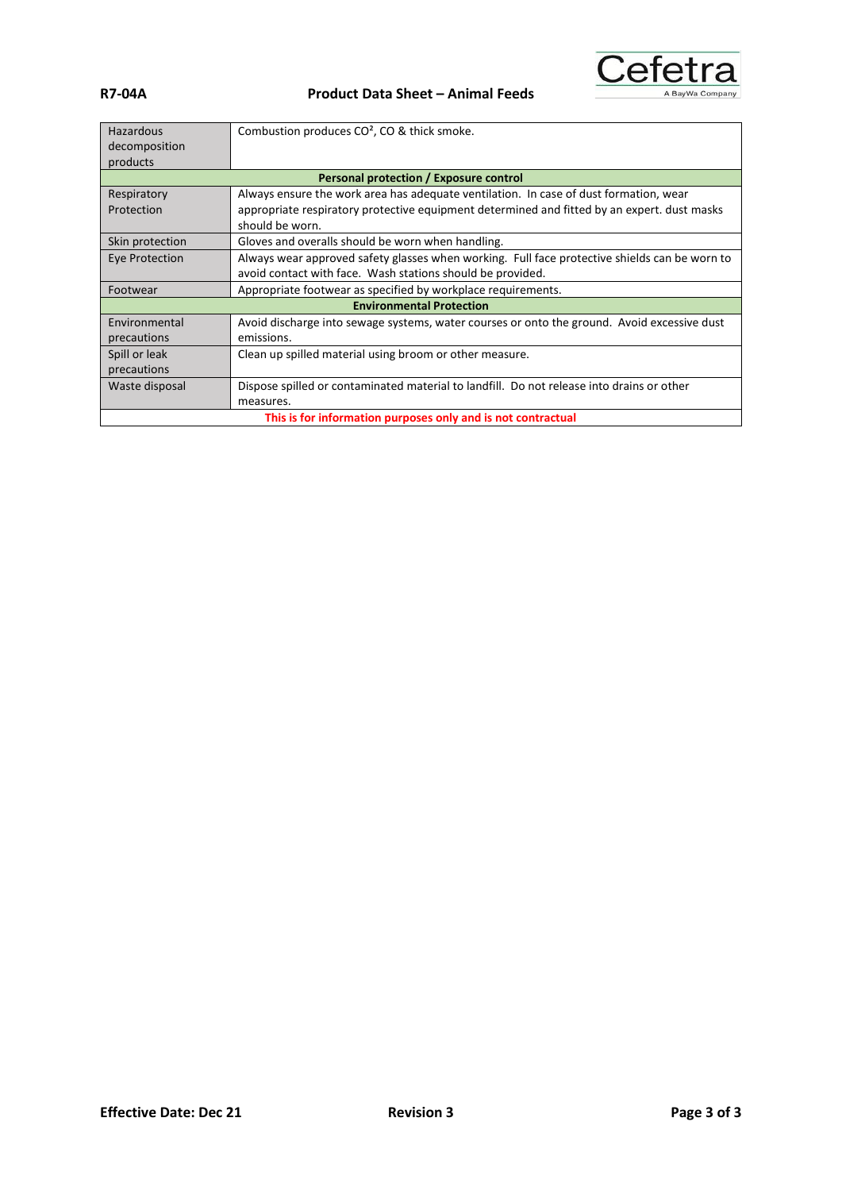| | |
|---|---|
| Hazardous decomposition products | Combustion produces $CO^2$, CO & thick smoke. |
| **Personal protection / Exposure control** | |
| Respiratory Protection | Always ensure the work area has adequate ventilation. In case of dust formation, wear appropriate respiratory protective equipment determined and fitted by an expert. dust masks should be worn. |
| Skin protection | Gloves and overalls should be worn when handling. |
| Eye Protection | Always wear approved safety glasses when working. Full face protective shields can be worn to avoid contact with face. Wash stations should be provided. |
| Footwear | Appropriate footwear as specified by workplace requirements. |
| **Environmental Protection** | |
| Environmental precautions | Avoid discharge into sewage systems, water courses or onto the ground. Avoid excessive dust emissions. |
| Spill or leak precautions | Clean up spilled material using broom or other measure. |
| Waste disposal | Dispose spilled or contaminated material to landfill. Do not release into drains or other measures. |
| **This is for information purposes only and is not contractual** | |